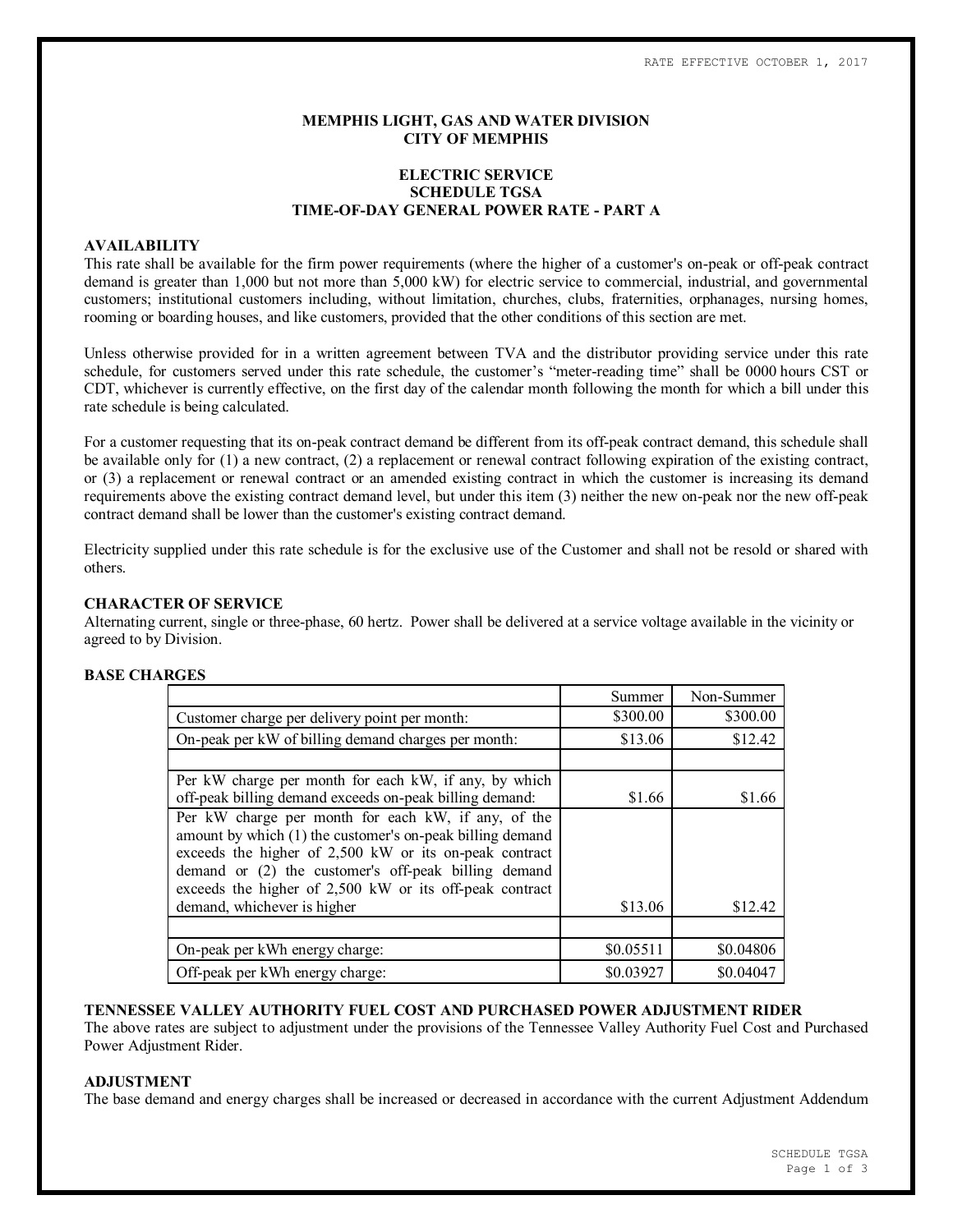RATE EFFECTIVE OCTOBER 1, 2017

# MEMPHIS LIGHT, GAS AND WATER DIVISION
# CITY OF MEMPHIS

## ELECTRIC SERVICE
## SCHEDULE TGSA
## TIME-OF-DAY GENERAL POWER RATE - PART A

### AVAILABILITY

This rate shall be available for the firm power requirements (where the higher of a customer's on-peak or off-peak contract demand is greater than 1,000 but not more than 5,000 kW) for electric service to commercial, industrial, and governmental customers; institutional customers including, without limitation, churches, clubs, fraternities, orphanages, nursing homes, rooming or boarding houses, and like customers, provided that the other conditions of this section are met.

Unless otherwise provided for in a written agreement between TVA and the distributor providing service under this rate schedule, for customers served under this rate schedule, the customer's "meter-reading time" shall be 0000 hours CST or CDT, whichever is currently effective, on the first day of the calendar month following the month for which a bill under this rate schedule is being calculated.

For a customer requesting that its on-peak contract demand be different from its off-peak contract demand, this schedule shall be available only for (1) a new contract, (2) a replacement or renewal contract following expiration of the existing contract, or (3) a replacement or renewal contract or an amended existing contract in which the customer is increasing its demand requirements above the existing contract demand level, but under this item (3) neither the new on-peak nor the new off-peak contract demand shall be lower than the customer's existing contract demand.

Electricity supplied under this rate schedule is for the exclusive use of the Customer and shall not be resold or shared with others.

### CHARACTER OF SERVICE

Alternating current, single or three-phase, 60 hertz. Power shall be delivered at a service voltage available in the vicinity or agreed to by Division.

### BASE CHARGES

| | Summer | Non-Summer |
|---|---|---|
| Customer charge per delivery point per month: | $300.00 | $300.00 |
| On-peak per kW of billing demand charges per month: | $13.06 | $12.42 |
| | | |
| Per kW charge per month for each kW, if any, by which off-peak billing demand exceeds on-peak billing demand: | $1.66 | $1.66 |
| Per kW charge per month for each kW, if any, of the amount by which (1) the customer's on-peak billing demand exceeds the higher of 2,500 kW or its on-peak contract demand or (2) the customer's off-peak billing demand exceeds the higher of 2,500 kW or its off-peak contract demand, whichever is higher | $13.06 | $12.42 |
| | | |
| On-peak per kWh energy charge: | $0.05511 | $0.04806 |
| Off-peak per kWh energy charge: | $0.03927 | $0.04047 |

### TENNESSEE VALLEY AUTHORITY FUEL COST AND PURCHASED POWER ADJUSTMENT RIDER

The above rates are subject to adjustment under the provisions of the Tennessee Valley Authority Fuel Cost and Purchased Power Adjustment Rider.

### ADJUSTMENT

The base demand and energy charges shall be increased or decreased in accordance with the current Adjustment Addendum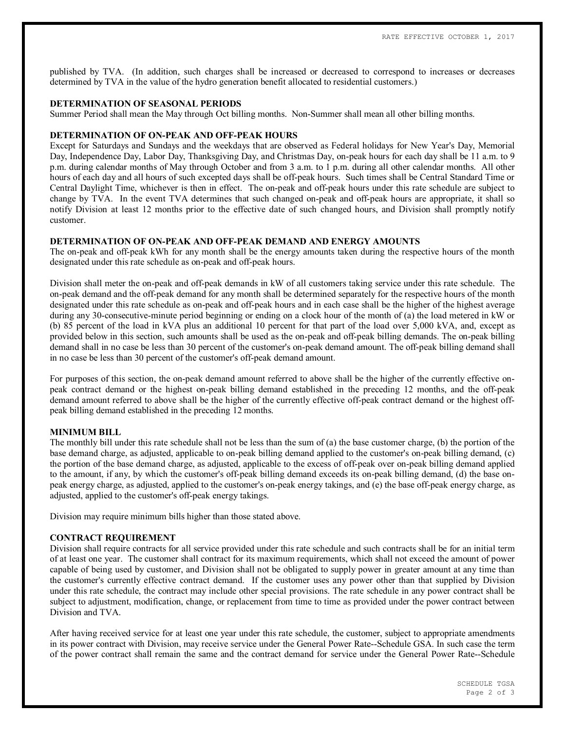published by TVA. (In addition, such charges shall be increased or decreased to correspond to increases or decreases determined by TVA in the value of the hydro generation benefit allocated to residential customers.)

**DETERMINATION OF SEASONAL PERIODS**

Summer Period shall mean the May through Oct billing months. Non-Summer shall mean all other billing months.

**DETERMINATION OF ON-PEAK AND OFF-PEAK HOURS**

Except for Saturdays and Sundays and the weekdays that are observed as Federal holidays for New Year's Day, Memorial Day, Independence Day, Labor Day, Thanksgiving Day, and Christmas Day, on-peak hours for each day shall be 11 a.m. to 9 p.m. during calendar months of May through October and from 3 a.m. to 1 p.m. during all other calendar months. All other hours of each day and all hours of such excepted days shall be off-peak hours. Such times shall be Central Standard Time or Central Daylight Time, whichever is then in effect. The on-peak and off-peak hours under this rate schedule are subject to change by TVA. In the event TVA determines that such changed on-peak and off-peak hours are appropriate, it shall so notify Division at least 12 months prior to the effective date of such changed hours, and Division shall promptly notify customer.

**DETERMINATION OF ON-PEAK AND OFF-PEAK DEMAND AND ENERGY AMOUNTS**

The on-peak and off-peak kWh for any month shall be the energy amounts taken during the respective hours of the month designated under this rate schedule as on-peak and off-peak hours.

Division shall meter the on-peak and off-peak demands in kW of all customers taking service under this rate schedule. The on-peak demand and the off-peak demand for any month shall be determined separately for the respective hours of the month designated under this rate schedule as on-peak and off-peak hours and in each case shall be the higher of the highest average during any 30-consecutive-minute period beginning or ending on a clock hour of the month of (a) the load metered in kW or (b) 85 percent of the load in kVA plus an additional 10 percent for that part of the load over 5,000 kVA, and, except as provided below in this section, such amounts shall be used as the on-peak and off-peak billing demands. The on-peak billing demand shall in no case be less than 30 percent of the customer's on-peak demand amount. The off-peak billing demand shall in no case be less than 30 percent of the customer's off-peak demand amount.

For purposes of this section, the on-peak demand amount referred to above shall be the higher of the currently effective on-peak contract demand or the highest on-peak billing demand established in the preceding 12 months, and the off-peak demand amount referred to above shall be the higher of the currently effective off-peak contract demand or the highest off-peak billing demand established in the preceding 12 months.

**MINIMUM BILL**

The monthly bill under this rate schedule shall not be less than the sum of (a) the base customer charge, (b) the portion of the base demand charge, as adjusted, applicable to on-peak billing demand applied to the customer's on-peak billing demand, (c) the portion of the base demand charge, as adjusted, applicable to the excess of off-peak over on-peak billing demand applied to the amount, if any, by which the customer's off-peak billing demand exceeds its on-peak billing demand, (d) the base on-peak energy charge, as adjusted, applied to the customer's on-peak energy takings, and (e) the base off-peak energy charge, as adjusted, applied to the customer's off-peak energy takings.

Division may require minimum bills higher than those stated above.

**CONTRACT REQUIREMENT**

Division shall require contracts for all service provided under this rate schedule and such contracts shall be for an initial term of at least one year. The customer shall contract for its maximum requirements, which shall not exceed the amount of power capable of being used by customer, and Division shall not be obligated to supply power in greater amount at any time than the customer's currently effective contract demand. If the customer uses any power other than that supplied by Division under this rate schedule, the contract may include other special provisions. The rate schedule in any power contract shall be subject to adjustment, modification, change, or replacement from time to time as provided under the power contract between Division and TVA.

After having received service for at least one year under this rate schedule, the customer, subject to appropriate amendments in its power contract with Division, may receive service under the General Power Rate--Schedule GSA. In such case the term of the power contract shall remain the same and the contract demand for service under the General Power Rate--Schedule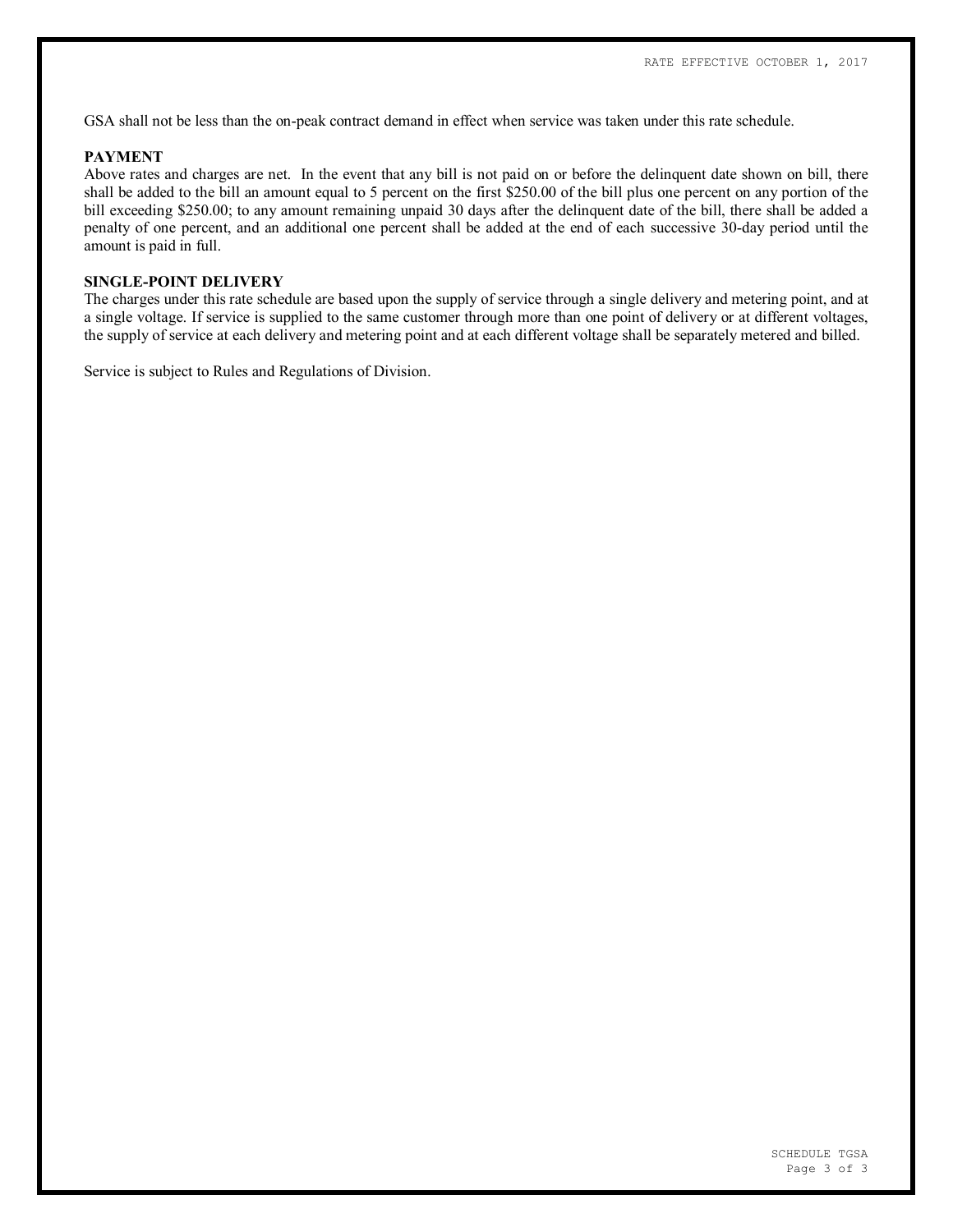GSA shall not be less than the on-peak contract demand in effect when service was taken under this rate schedule.

**PAYMENT**

Above rates and charges are net. In the event that any bill is not paid on or before the delinquent date shown on bill, there shall be added to the bill an amount equal to 5 percent on the first $250.00 of the bill plus one percent on any portion of the bill exceeding $250.00; to any amount remaining unpaid 30 days after the delinquent date of the bill, there shall be added a penalty of one percent, and an additional one percent shall be added at the end of each successive 30-day period until the amount is paid in full.

**SINGLE-POINT DELIVERY**

The charges under this rate schedule are based upon the supply of service through a single delivery and metering point, and at a single voltage. If service is supplied to the same customer through more than one point of delivery or at different voltages, the supply of service at each delivery and metering point and at each different voltage shall be separately metered and billed.

Service is subject to Rules and Regulations of Division.